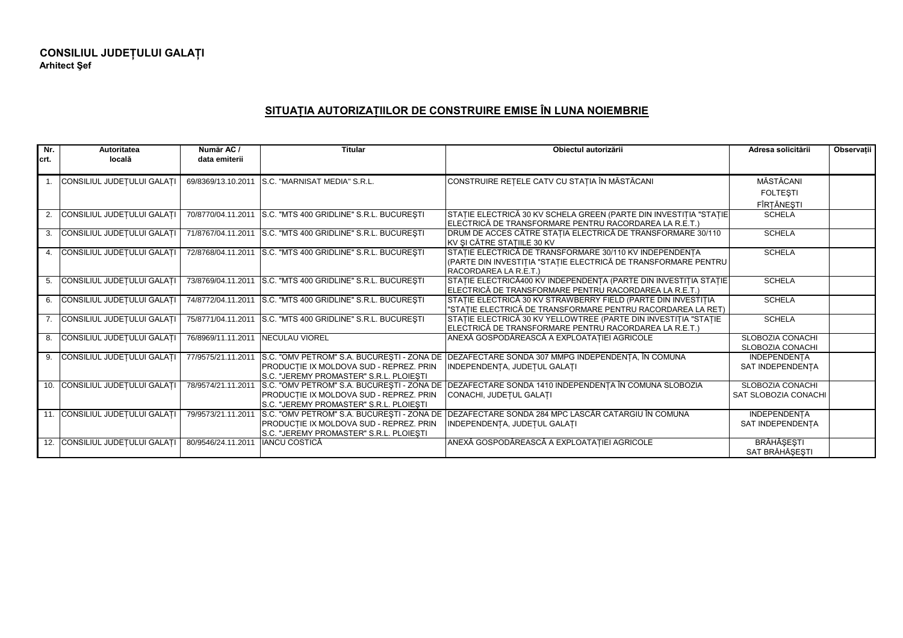**CONSILIUL JUDEȚULUI GALAȚI**
**Arhitect Şef**

## SITUAȚIA AUTORIZAȚIILOR DE CONSTRUIRE EMISE ÎN LUNA NOIEMBRIE

| Nr. crt. | Autoritatea locală | Număr AC / data emiterii | Titular | Obiectul autorizării | Adresa solicitării | Observații |
|---|---|---|---|---|---|---|
| 1. | CONSILIUL JUDEȚULUI GALAȚI | 69/8369/13.10.2011 | S.C. "MARNISAT MEDIA" S.R.L. | CONSTRUIRE REȚELE CATV CU STAȚIA ÎN MĂSTĂCANI | MĂSTĂCANI FOLTEŞTI FÎRȚĂNEŞTI | |
| 2. | CONSILIUL JUDEȚULUI GALAȚI | 70/8770/04.11.2011 | S.C. "MTS 400 GRIDLINE" S.R.L. BUCUREŞTI | STAȚIE ELECTRICĂ 30 KV SCHELA GREEN (PARTE DIN INVESTIȚIA "STAȚIE ELECTRICĂ DE TRANSFORMARE PENTRU RACORDAREA LA R.E.T.) | SCHELA | |
| 3. | CONSILIUL JUDEȚULUI GALAȚI | 71/8767/04.11.2011 | S.C. "MTS 400 GRIDLINE" S.R.L. BUCUREŞTI | DRUM DE ACCES CĂTRE STAȚIA ELECTRICĂ DE TRANSFORMARE 30/110 KV ŞI CĂTRE STAȚIILE 30 KV | SCHELA | |
| 4. | CONSILIUL JUDEȚULUI GALAȚI | 72/8768/04.11.2011 | S.C. "MTS 400 GRIDLINE" S.R.L. BUCUREŞTI | STAȚIE ELECTRICĂ DE TRANSFORMARE 30/110 KV INDEPENDENȚA (PARTE DIN INVESTIȚIA "STAȚIE ELECTRICĂ DE TRANSFORMARE PENTRU RACORDAREA LA R.E.T.) | SCHELA | |
| 5. | CONSILIUL JUDEȚULUI GALAȚI | 73/8769/04.11.2011 | S.C. "MTS 400 GRIDLINE" S.R.L. BUCUREŞTI | STAȚIE ELECTRICĂ400 KV INDEPENDENȚA (PARTE DIN INVESTIȚIA STAȚIE ELECTRICĂ DE TRANSFORMARE PENTRU RACORDAREA LA R.E.T.) | SCHELA | |
| 6. | CONSILIUL JUDEȚULUI GALAȚI | 74/8772/04.11.2011 | S.C. "MTS 400 GRIDLINE" S.R.L. BUCUREŞTI | STAȚIE ELECTRICĂ 30 KV STRAWBERRY FIELD (PARTE DIN INVESTIȚIA "STAȚIE ELECTRICĂ DE TRANSFORMARE PENTRU RACORDAREA LA RET) | SCHELA | |
| 7. | CONSILIUL JUDEȚULUI GALAȚI | 75/8771/04.11.2011 | S.C. "MTS 400 GRIDLINE" S.R.L. BUCUREŞTI | STAȚIE ELECTRICĂ 30 KV YELLOWTREE (PARTE DIN INVESTIȚIA "STAȚIE ELECTRICĂ DE TRANSFORMARE PENTRU RACORDAREA LA R.E.T.) | SCHELA | |
| 8. | CONSILIUL JUDEȚULUI GALAȚI | 76/8969/11.11.2011 | NECULAU VIOREL | ANEXĂ GOSPODĂREASCĂ A EXPLOATAȚIEI AGRICOLE | SLOBOZIA CONACHI SLOBOZIA CONACHI | |
| 9. | CONSILIUL JUDEȚULUI GALAȚI | 77/9575/21.11.2011 | S.C. "OMV PETROM" S.A. BUCUREŞTI - ZONA DE PRODUCȚIE IX MOLDOVA SUD - REPREZ. PRIN S.C. "JEREMY PROMASTER" S.R.L. PLOIEŞTI | DEZAFECTARE SONDA 307 MMPG INDEPENDENȚA, ÎN COMUNA INDEPENDENȚA, JUDEȚUL GALAȚI | INDEPENDENȚA SAT INDEPENDENȚA | |
| 10. | CONSILIUL JUDEȚULUI GALAȚI | 78/9574/21.11.2011 | S.C. "OMV PETROM" S.A. BUCUREŞTI - ZONA DE PRODUCȚIE IX MOLDOVA SUD - REPREZ. PRIN S.C. "JEREMY PROMASTER" S.R.L. PLOIEŞTI | DEZAFECTARE SONDA 1410 INDEPENDENȚA ÎN COMUNA SLOBOZIA CONACHI, JUDEȚUL GALAȚI | SLOBOZIA CONACHI SAT SLOBOZIA CONACHI | |
| 11. | CONSILIUL JUDEȚULUI GALAȚI | 79/9573/21.11.2011 | S.C. "OMV PETROM" S.A. BUCUREŞTI - ZONA DE PRODUCȚIE IX MOLDOVA SUD - REPREZ. PRIN S.C. "JEREMY PROMASTER" S.R.L. PLOIEŞTI | DEZAFECTARE SONDA 284 MPC LASCĂR CATARGIU ÎN COMUNA INDEPENDENȚA, JUDEȚUL GALAȚI | INDEPENDENȚA SAT INDEPENDENȚA | |
| 12. | CONSILIUL JUDEȚULUI GALAȚI | 80/9546/24.11.2011 | IANCU COSTICĂ | ANEXĂ GOSPODĂREASCĂ A EXPLOATAȚIEI AGRICOLE | BRĂHĂŞEŞTI SAT BRĂHĂŞEŞTI | |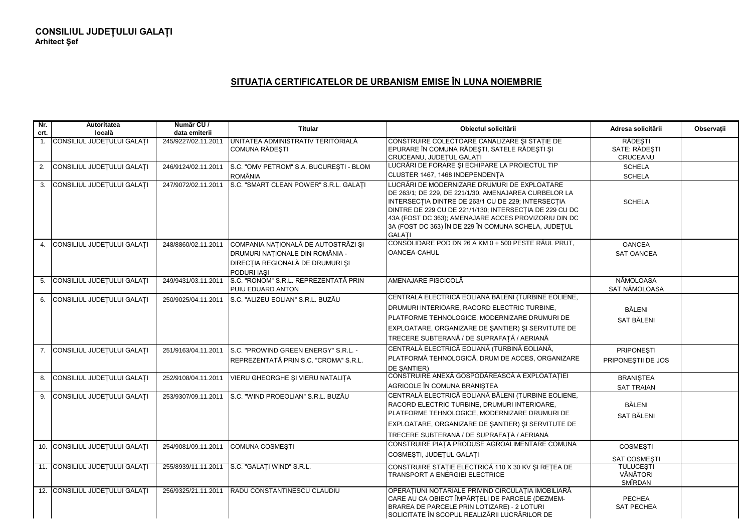**CONSILIUL JUDEȚULUI GALAȚI**
**Arhitect Şef**

## SITUAȚIA CERTIFICATELOR DE URBANISM EMISE ÎN LUNA NOIEMBRIE

| Nr. crt. | Autoritatea locală | Număr CU / data emiterii | Titular | Obiectul solicitării | Adresa solicitării | Observații |
|---|---|---|---|---|---|---|
| 1. | CONSILIUL JUDEȚULUI GALAȚI | 245/9227/02.11.2011 | UNITATEA ADMINISTRATIV TERITORIALĂ COMUNA RĂDEŞTI | CONSTRUIRE COLECTOARE CANALIZARE ŞI STAȚIE DE EPURARE ÎN COMUNA RĂDEŞTI, SATELE RĂDEŞTI ŞI CRUCEANU, JUDEȚUL GALAȚI | RĂDEŞTI SATE: RĂDEŞTI CRUCEANU | |
| 2. | CONSILIUL JUDEȚULUI GALAȚI | 246/9124/02.11.2011 | S.C. "OMV PETROM" S.A. BUCUREŞTI - BLOM ROMÂNIA | LUCRĂRI DE FORARE ŞI ECHIPARE LA PROIECTUL TIP CLUSTER 1467, 1468 INDEPENDENȚA | SCHELA SCHELA | |
| 3. | CONSILIUL JUDEȚULUI GALAȚI | 247/9072/02.11.2011 | S.C. "SMART CLEAN POWER" S.R.L. GALAȚI | LUCRĂRI DE MODERNIZARE DRUMURI DE EXPLOATARE DE 263/1; DE 229, DE 221/1/30, AMENAJAREA CURBELOR LA INTERSECȚIA DINTRE DE 263/1 CU DE 229; INTERSECȚIA DINTRE DE 229 CU DE 221/1/130; INTERSECȚIA DE 229 CU DC 43A (FOST DC 363); AMENAJARE ACCES PROVIZORIU DIN DC 3A (FOST DC 363) ÎN DE 229 ÎN COMUNA SCHELA, JUDEȚUL GALAȚI | SCHELA | |
| 4. | CONSILIUL JUDEȚULUI GALAȚI | 248/8860/02.11.2011 | COMPANIA NAȚIONALĂ DE AUTOSTRĂZI ŞI DRUMURI NAȚIONALE DIN ROMÂNIA - DIRECȚIA REGIONALĂ DE DRUMURI ŞI PODURI IAŞI | CONSOLIDARE POD DN 26 A KM 0 + 500 PESTE RÂUL PRUT, OANCEA-CAHUL | OANCEA SAT OANCEA | |
| 5. | CONSILIUL JUDEȚULUI GALAȚI | 249/9431/03.11.2011 | S.C. "RONOM" S.R.L. REPREZENTATĂ PRIN PUIU EDUARD ANTON | AMENAJARE PISCICOLĂ | NĂMOLOASA SAT NĂMOLOASA | |
| 6. | CONSILIUL JUDEȚULUI GALAȚI | 250/9025/04.11.2011 | S.C. "ALIZEU EOLIAN" S.R.L. BUZĂU | CENTRALĂ ELECTRICĂ EOLIANĂ BĂLENI (TURBINE EOLIENE, DRUMURI INTERIOARE, RACORD ELECTRIC TURBINE, PLATFORME TEHNOLOGICE, MODERNIZARE DRUMURI DE EXPLOATARE, ORGANIZARE DE ŞANTIER) ŞI SERVITUTE DE TRECERE SUBTERANĂ / DE SUPRAFAȚĂ / AERIANĂ | BĂLENI SAT BĂLENI | |
| 7. | CONSILIUL JUDEȚULUI GALAȚI | 251/9163/04.11.2011 | S.C. "PROWIND GREEN ENERGY" S.R.L. - REPREZENTATĂ PRIN S.C. "CROMA" S.R.L. | CENTRALĂ ELECTRICĂ EOLIANĂ (TURBINĂ EOLIANĂ, PLATFORMĂ TEHNOLOGICĂ, DRUM DE ACCES, ORGANIZARE DE ŞANTIER) | PRIPONEŞTI PRIPONEŞTII DE JOS | |
| 8. | CONSILIUL JUDEȚULUI GALAȚI | 252/9108/04.11.2011 | VIERU GHEORGHE ŞI VIERU NATALIȚA | CONSTRUIRE ANEXĂ GOSPODĂREASCĂ A EXPLOATAȚIEI AGRICOLE ÎN COMUNA BRANIŞTEA | BRANIŞTEA SAT TRAIAN | |
| 9. | CONSILIUL JUDEȚULUI GALAȚI | 253/9307/09.11.2011 | S.C. "WIND PROEOLIAN" S.R.L. BUZĂU | CENTRALĂ ELECTRICĂ EOLIANĂ BĂLENI (TURBINE EOLIENE, RACORD ELECTRIC TURBINE, DRUMURI INTERIOARE, PLATFORME TEHNOLOGICE, MODERNIZARE DRUMURI DE EXPLOATARE, ORGANIZARE DE ŞANTIER) ŞI SERVITUTE DE TRECERE SUBTERANĂ / DE SUPRAFAȚĂ / AERIANĂ | BĂLENI SAT BĂLENI | |
| 10. | CONSILIUL JUDEȚULUI GALAȚI | 254/9081/09.11.2011 | COMUNA COSMEŞTI | CONSTRUIRE PIAȚĂ PRODUSE AGROALIMENTARE COMUNA COSMEŞTI, JUDEȚUL GALAȚI | COSMEŞTI SAT COSMEŞTI | |
| 11. | CONSILIUL JUDEȚULUI GALAȚI | 255/8939/11.11.2011 | S.C. "GALAȚI WIND" S.R.L. | CONSTRUIRE STAȚIE ELECTRICĂ 110 X 30 KV ŞI REȚEA DE TRANSPORT A ENERGIEI ELECTRICE | TULUCEŞTI VÂNĂTORI SMÎRDAN | |
| 12. | CONSILIUL JUDEȚULUI GALAȚI | 256/9325/21.11.2011 | RADU CONSTANTINESCU CLAUDIU | OPERAȚIUNI NOTARIALE PRIVIND CIRCULAȚIA IMOBILIARĂ CARE AU CA OBIECT ÎMPĂRȚELI DE PARCELE (DEZMEM-BRAREA DE PARCELE PRIN LOTIZARE) - 2 LOTURI SOLICITATE ÎN SCOPUL REALIZĂRII LUCRĂRILOR DE | PECHEA SAT PECHEA | |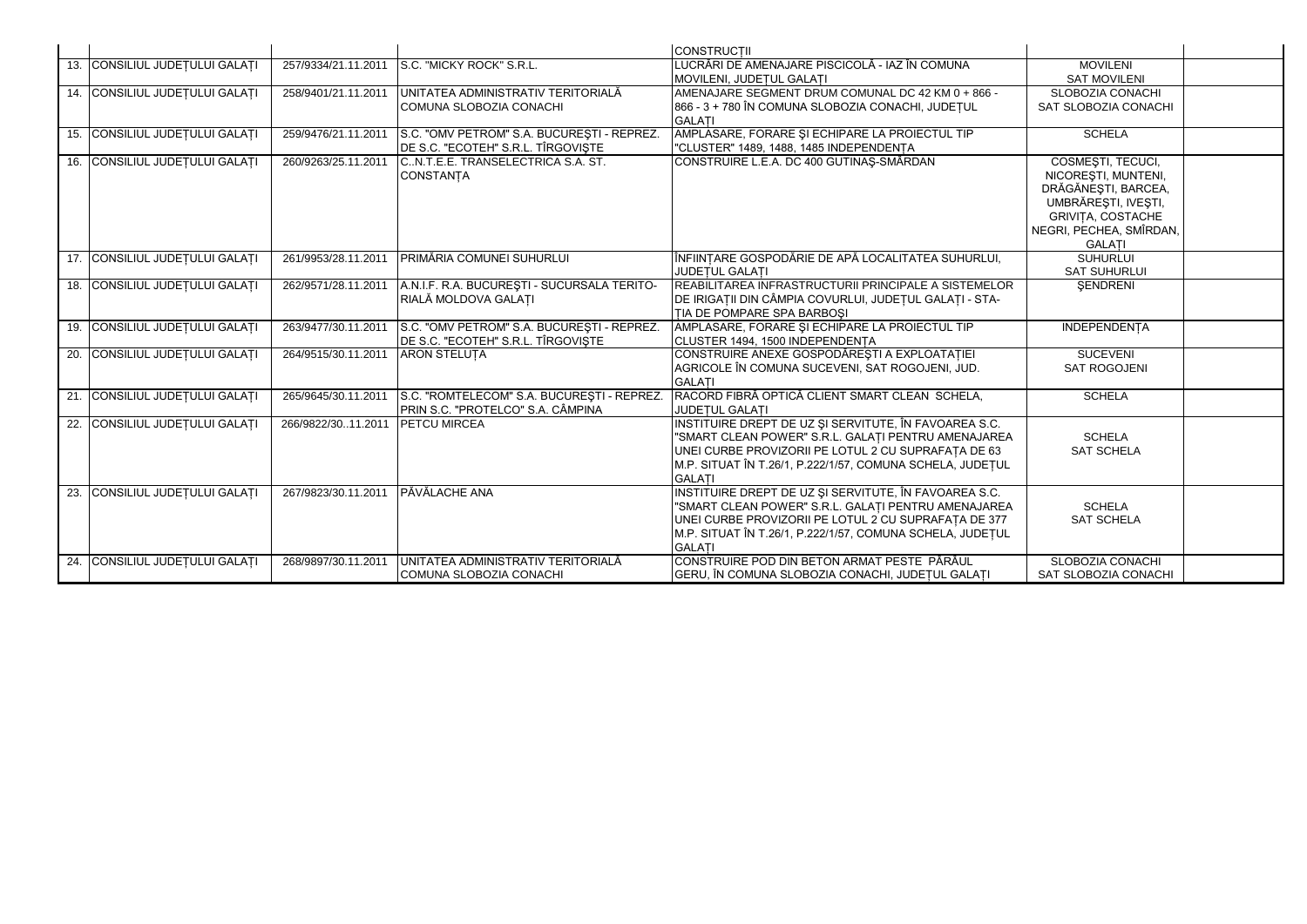| | | | | | | |
|---|---|---|---|---|---|---|
| | | | | CONSTRUCȚII | | |
| 13. | CONSILIUL JUDEȚULUI GALAȚI | 257/9334/21.11.2011 | S.C. "MICKY ROCK" S.R.L. | LUCRĂRI DE AMENAJARE PISCICOLĂ - IAZ ÎN COMUNA MOVILENI, JUDEȚUL GALAȚI | MOVILENI SAT MOVILENI | |
| 14. | CONSILIUL JUDEȚULUI GALAȚI | 258/9401/21.11.2011 | UNITATEA ADMINISTRATIV TERITORIALĂ COMUNA SLOBOZIA CONACHI | AMENAJARE SEGMENT DRUM COMUNAL DC 42 KM 0 + 866 - 866 - 3 + 780 ÎN COMUNA SLOBOZIA CONACHI, JUDEȚUL GALAȚI | SLOBOZIA CONACHI SAT SLOBOZIA CONACHI | |
| 15. | CONSILIUL JUDEȚULUI GALAȚI | 259/9476/21.11.2011 | S.C. "OMV PETROM" S.A. BUCUREȘTI - REPREZ. DE S.C. "ECOTEH" S.R.L. TÎRGOVIȘTE | AMPLASARE, FORARE ȘI ECHIPARE LA PROIECTUL TIP "CLUSTER" 1489, 1488, 1485 INDEPENDENȚA | SCHELA | |
| 16. | CONSILIUL JUDEȚULUI GALAȚI | 260/9263/25.11.2011 | C..N.T.E.E. TRANSELECTRICA S.A. ST. CONSTANȚA | CONSTRUIRE L.E.A. DC 400 GUTINAȘ-SMÂRDAN | COSMEȘTI, TECUCI, NICOREȘTI, MUNTENI, DRĂGĂNEȘTI, BARCEA, UMBRĂREȘTI, IVEȘTI, GRIVIȚA, COSTACHE NEGRI, PECHEA, SMÎRDAN, GALAȚI | |
| 17. | CONSILIUL JUDEȚULUI GALAȚI | 261/9953/28.11.2011 | PRIMĂRIA COMUNEI SUHURLUI | ÎNFIINȚARE GOSPODĂRIE DE APĂ LOCALITATEA SUHURLUI, JUDEȚUL GALAȚI | SUHURLUI SAT SUHURLUI | |
| 18. | CONSILIUL JUDEȚULUI GALAȚI | 262/9571/28.11.2011 | A.N.I.F. R.A. BUCUREȘTI - SUCURSALA TERITO-RIALĂ MOLDOVA GALAȚI | REABILITAREA INFRASTRUCTURII PRINCIPALE A SISTEMELOR DE IRIGAȚII DIN CÂMPIA COVURLUI, JUDEȚUL GALAȚI - STA-ȚIA DE POMPARE SPA BARBOȘI | ȘENDRENI | |
| 19. | CONSILIUL JUDEȚULUI GALAȚI | 263/9477/30.11.2011 | S.C. "OMV PETROM" S.A. BUCUREȘTI - REPREZ. DE S.C. "ECOTEH" S.R.L. TÎRGOVIȘTE | AMPLASARE, FORARE ȘI ECHIPARE LA PROIECTUL TIP CLUSTER 1494, 1500 INDEPENDENȚA | INDEPENDENȚA | |
| 20. | CONSILIUL JUDEȚULUI GALAȚI | 264/9515/30.11.2011 | ARON STELUȚA | CONSTRUIRE ANEXE GOSPODĂREȘTI A EXPLOATAȚIEI AGRICOLE ÎN COMUNA SUCEVENI, SAT ROGOJENI, JUD. GALAȚI | SUCEVENI SAT ROGOJENI | |
| 21. | CONSILIUL JUDEȚULUI GALAȚI | 265/9645/30.11.2011 | S.C. "ROMTELECOM" S.A. BUCUREȘTI - REPREZ. PRIN S.C. "PROTELCO" S.A. CÂMPINA | RACORD FIBRĂ OPTICĂ CLIENT SMART CLEAN SCHELA, JUDEȚUL GALAȚI | SCHELA | |
| 22. | CONSILIUL JUDEȚULUI GALAȚI | 266/9822/30..11.2011 | PETCU MIRCEA | INSTITUIRE DREPT DE UZ ȘI SERVITUTE, ÎN FAVOAREA S.C. "SMART CLEAN POWER" S.R.L. GALAȚI PENTRU AMENAJAREA UNEI CURBE PROVIZORII PE LOTUL 2 CU SUPRAFAȚA DE 63 M.P. SITUAT ÎN T.26/1, P.222/1/57, COMUNA SCHELA, JUDEȚUL GALAȚI | SCHELA SAT SCHELA | |
| 23. | CONSILIUL JUDEȚULUI GALAȚI | 267/9823/30.11.2011 | PĂVĂLACHE ANA | INSTITUIRE DREPT DE UZ ȘI SERVITUTE, ÎN FAVOAREA S.C. "SMART CLEAN POWER" S.R.L. GALAȚI PENTRU AMENAJAREA UNEI CURBE PROVIZORII PE LOTUL 2 CU SUPRAFAȚA DE 377 M.P. SITUAT ÎN T.26/1, P.222/1/57, COMUNA SCHELA, JUDEȚUL GALAȚI | SCHELA SAT SCHELA | |
| 24. | CONSILIUL JUDEȚULUI GALAȚI | 268/9897/30.11.2011 | UNITATEA ADMINISTRATIV TERITORIALĂ COMUNA SLOBOZIA CONACHI | CONSTRUIRE POD DIN BETON ARMAT PESTE PÂRÂUL GERU, ÎN COMUNA SLOBOZIA CONACHI, JUDEȚUL GALAȚI | SLOBOZIA CONACHI SAT SLOBOZIA CONACHI | |